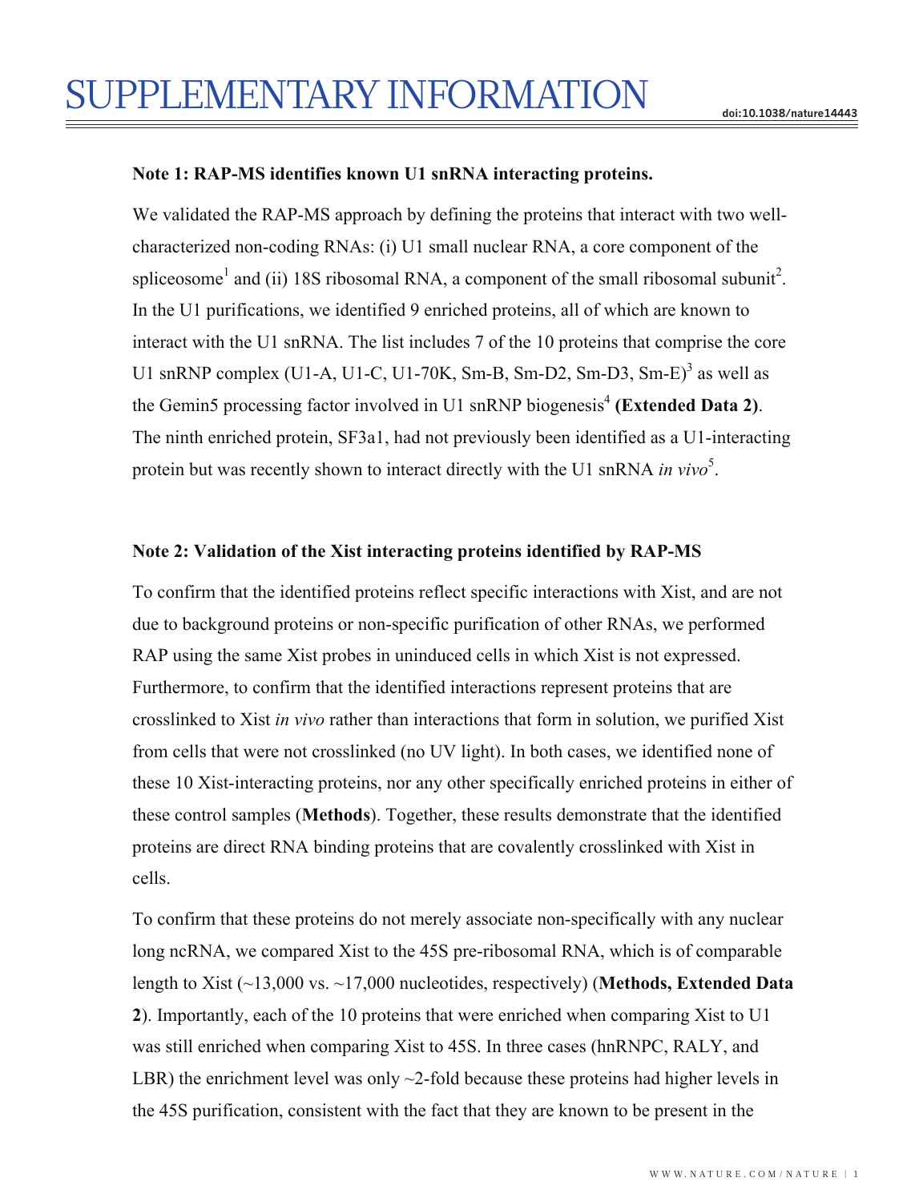# SUPPLEMENTARY INFORMATION

**Note 1: RAP-MS identifies known U1 snRNA interacting proteins.**

We validated the RAP-MS approach by defining the proteins that interact with two well-characterized non-coding RNAs: (i) U1 small nuclear RNA, a core component of the spliceosome[1] and (ii) 18S ribosomal RNA, a component of the small ribosomal subunit[2]. In the U1 purifications, we identified 9 enriched proteins, all of which are known to interact with the U1 snRNA. The list includes 7 of the 10 proteins that comprise the core U1 snRNP complex (U1-A, U1-C, U1-70K, Sm-B, Sm-D2, Sm-D3, Sm-E)[3] as well as the Gemin5 processing factor involved in U1 snRNP biogenesis[4] **(Extended Data 2)**. The ninth enriched protein, SF3a1, had not previously been identified as a U1-interacting protein but was recently shown to interact directly with the U1 snRNA *in vivo*[5].

**Note 2: Validation of the Xist interacting proteins identified by RAP-MS**

To confirm that the identified proteins reflect specific interactions with Xist, and are not due to background proteins or non-specific purification of other RNAs, we performed RAP using the same Xist probes in uninduced cells in which Xist is not expressed. Furthermore, to confirm that the identified interactions represent proteins that are crosslinked to Xist *in vivo* rather than interactions that form in solution, we purified Xist from cells that were not crosslinked (no UV light). In both cases, we identified none of these 10 Xist-interacting proteins, nor any other specifically enriched proteins in either of these control samples (**Methods**). Together, these results demonstrate that the identified proteins are direct RNA binding proteins that are covalently crosslinked with Xist in cells.

To confirm that these proteins do not merely associate non-specifically with any nuclear long ncRNA, we compared Xist to the 45S pre-ribosomal RNA, which is of comparable length to Xist (~13,000 vs. ~17,000 nucleotides, respectively) (**Methods, Extended Data 2**). Importantly, each of the 10 proteins that were enriched when comparing Xist to U1 was still enriched when comparing Xist to 45S. In three cases (hnRNPC, RALY, and LBR) the enrichment level was only ~2-fold because these proteins had higher levels in the 45S purification, consistent with the fact that they are known to be present in the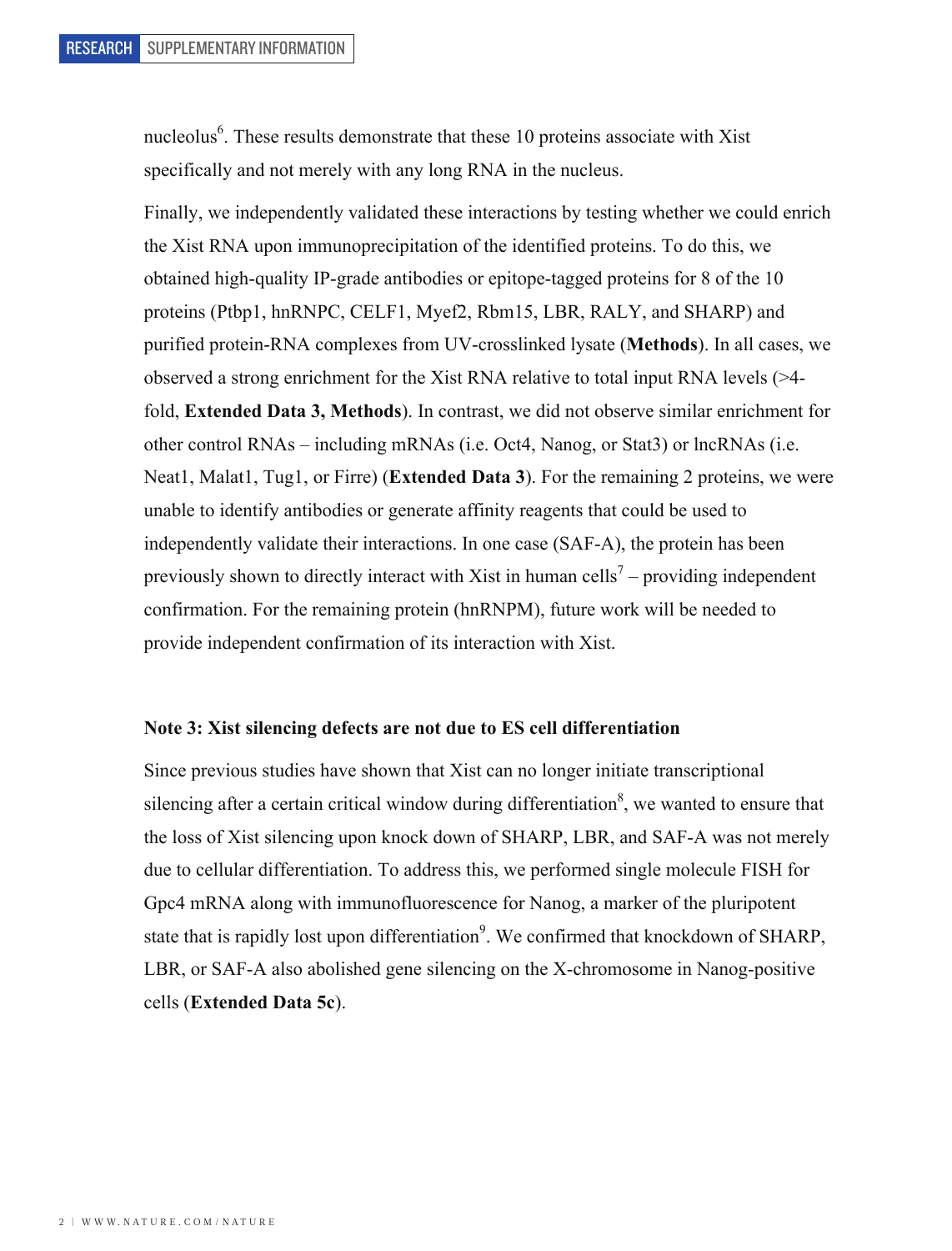nucleolus[6]. These results demonstrate that these 10 proteins associate with Xist specifically and not merely with any long RNA in the nucleus.

Finally, we independently validated these interactions by testing whether we could enrich the Xist RNA upon immunoprecipitation of the identified proteins. To do this, we obtained high-quality IP-grade antibodies or epitope-tagged proteins for 8 of the 10 proteins (Ptbp1, hnRNPC, CELF1, Myef2, Rbm15, LBR, RALY, and SHARP) and purified protein-RNA complexes from UV-crosslinked lysate (**Methods**). In all cases, we observed a strong enrichment for the Xist RNA relative to total input RNA levels (>4-fold, **Extended Data 3, Methods**). In contrast, we did not observe similar enrichment for other control RNAs – including mRNAs (i.e. Oct4, Nanog, or Stat3) or lncRNAs (i.e. Neat1, Malat1, Tug1, or Firre) (**Extended Data 3**). For the remaining 2 proteins, we were unable to identify antibodies or generate affinity reagents that could be used to independently validate their interactions. In one case (SAF-A), the protein has been previously shown to directly interact with Xist in human cells[7] – providing independent confirmation. For the remaining protein (hnRNPM), future work will be needed to provide independent confirmation of its interaction with Xist.

### Note 3: Xist silencing defects are not due to ES cell differentiation

Since previous studies have shown that Xist can no longer initiate transcriptional silencing after a certain critical window during differentiation[8], we wanted to ensure that the loss of Xist silencing upon knock down of SHARP, LBR, and SAF-A was not merely due to cellular differentiation. To address this, we performed single molecule FISH for Gpc4 mRNA along with immunofluorescence for Nanog, a marker of the pluripotent state that is rapidly lost upon differentiation[9]. We confirmed that knockdown of SHARP, LBR, or SAF-A also abolished gene silencing on the X-chromosome in Nanog-positive cells (**Extended Data 5c**).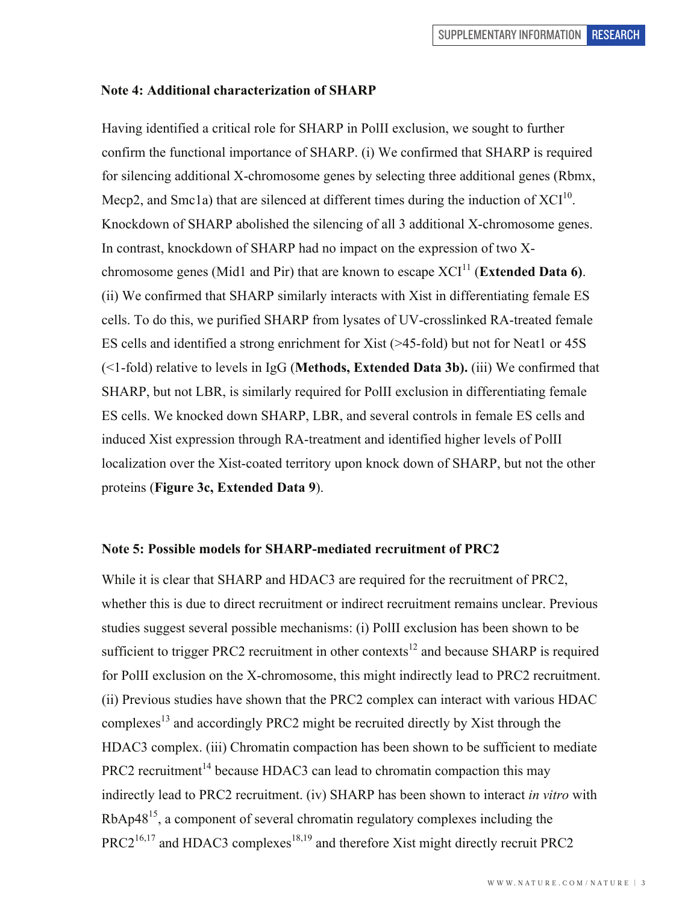### Note 4: Additional characterization of SHARP

Having identified a critical role for SHARP in PolII exclusion, we sought to further confirm the functional importance of SHARP. (i) We confirmed that SHARP is required for silencing additional X-chromosome genes by selecting three additional genes (Rbmx, Mecp2, and Smc1a) that are silenced at different times during the induction of XCI[10]. Knockdown of SHARP abolished the silencing of all 3 additional X-chromosome genes. In contrast, knockdown of SHARP had no impact on the expression of two X-chromosome genes (Mid1 and Pir) that are known to escape XCI[11] (**Extended Data 6)**. (ii) We confirmed that SHARP similarly interacts with Xist in differentiating female ES cells. To do this, we purified SHARP from lysates of UV-crosslinked RA-treated female ES cells and identified a strong enrichment for Xist (>45-fold) but not for Neat1 or 45S (<1-fold) relative to levels in IgG (**Methods, Extended Data 3b).** (iii) We confirmed that SHARP, but not LBR, is similarly required for PolII exclusion in differentiating female ES cells. We knocked down SHARP, LBR, and several controls in female ES cells and induced Xist expression through RA-treatment and identified higher levels of PolII localization over the Xist-coated territory upon knock down of SHARP, but not the other proteins (**Figure 3c, Extended Data 9**).

### Note 5: Possible models for SHARP-mediated recruitment of PRC2

While it is clear that SHARP and HDAC3 are required for the recruitment of PRC2, whether this is due to direct recruitment or indirect recruitment remains unclear. Previous studies suggest several possible mechanisms: (i) PolII exclusion has been shown to be sufficient to trigger PRC2 recruitment in other contexts[12] and because SHARP is required for PolII exclusion on the X-chromosome, this might indirectly lead to PRC2 recruitment. (ii) Previous studies have shown that the PRC2 complex can interact with various HDAC complexes[13] and accordingly PRC2 might be recruited directly by Xist through the HDAC3 complex. (iii) Chromatin compaction has been shown to be sufficient to mediate PRC2 recruitment[14] because HDAC3 can lead to chromatin compaction this may indirectly lead to PRC2 recruitment. (iv) SHARP has been shown to interact *in vitro* with RbAp48[15], a component of several chromatin regulatory complexes including the PRC2[16,17] and HDAC3 complexes[18,19] and therefore Xist might directly recruit PRC2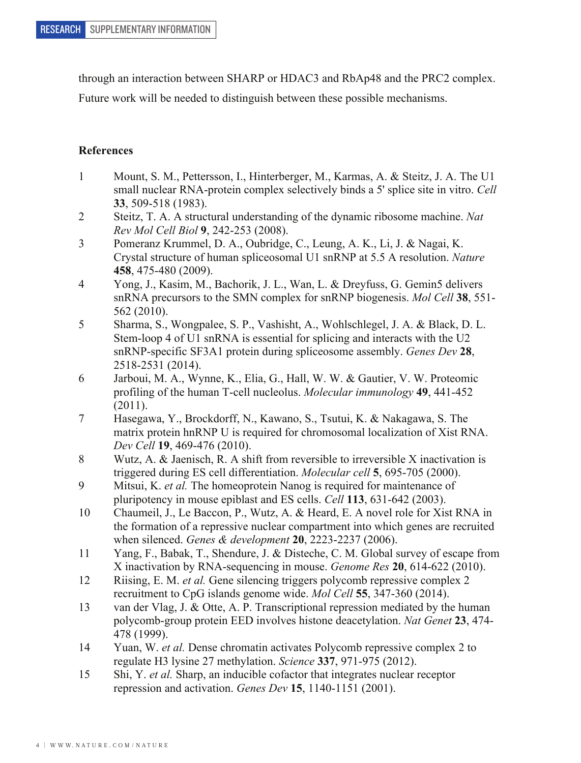through an interaction between SHARP or HDAC3 and RbAp48 and the PRC2 complex. Future work will be needed to distinguish between these possible mechanisms.

## References

1. Mount, S. M., Pettersson, I., Hinterberger, M., Karmas, A. & Steitz, J. A. The U1 small nuclear RNA-protein complex selectively binds a 5' splice site in vitro. *Cell* **33**, 509-518 (1983).
2. Steitz, T. A. A structural understanding of the dynamic ribosome machine. *Nat Rev Mol Cell Biol* **9**, 242-253 (2008).
3. Pomeranz Krummel, D. A., Oubridge, C., Leung, A. K., Li, J. & Nagai, K. Crystal structure of human spliceosomal U1 snRNP at 5.5 A resolution. *Nature* **458**, 475-480 (2009).
4. Yong, J., Kasim, M., Bachorik, J. L., Wan, L. & Dreyfuss, G. Gemin5 delivers snRNA precursors to the SMN complex for snRNP biogenesis. *Mol Cell* **38**, 551-562 (2010).
5. Sharma, S., Wongpalee, S. P., Vashisht, A., Wohlschlegel, J. A. & Black, D. L. Stem-loop 4 of U1 snRNA is essential for splicing and interacts with the U2 snRNP-specific SF3A1 protein during spliceosome assembly. *Genes Dev* **28**, 2518-2531 (2014).
6. Jarboui, M. A., Wynne, K., Elia, G., Hall, W. W. & Gautier, V. W. Proteomic profiling of the human T-cell nucleolus. *Molecular immunology* **49**, 441-452 (2011).
7. Hasegawa, Y., Brockdorff, N., Kawano, S., Tsutui, K. & Nakagawa, S. The matrix protein hnRNP U is required for chromosomal localization of Xist RNA. *Dev Cell* **19**, 469-476 (2010).
8. Wutz, A. & Jaenisch, R. A shift from reversible to irreversible X inactivation is triggered during ES cell differentiation. *Molecular cell* **5**, 695-705 (2000).
9. Mitsui, K. *et al.* The homeoprotein Nanog is required for maintenance of pluripotency in mouse epiblast and ES cells. *Cell* **113**, 631-642 (2003).
10. Chaumeil, J., Le Baccon, P., Wutz, A. & Heard, E. A novel role for Xist RNA in the formation of a repressive nuclear compartment into which genes are recruited when silenced. *Genes & development* **20**, 2223-2237 (2006).
11. Yang, F., Babak, T., Shendure, J. & Disteche, C. M. Global survey of escape from X inactivation by RNA-sequencing in mouse. *Genome Res* **20**, 614-622 (2010).
12. Riising, E. M. *et al.* Gene silencing triggers polycomb repressive complex 2 recruitment to CpG islands genome wide. *Mol Cell* **55**, 347-360 (2014).
13. van der Vlag, J. & Otte, A. P. Transcriptional repression mediated by the human polycomb-group protein EED involves histone deacetylation. *Nat Genet* **23**, 474-478 (1999).
14. Yuan, W. *et al.* Dense chromatin activates Polycomb repressive complex 2 to regulate H3 lysine 27 methylation. *Science* **337**, 971-975 (2012).
15. Shi, Y. *et al.* Sharp, an inducible cofactor that integrates nuclear receptor repression and activation. *Genes Dev* **15**, 1140-1151 (2001).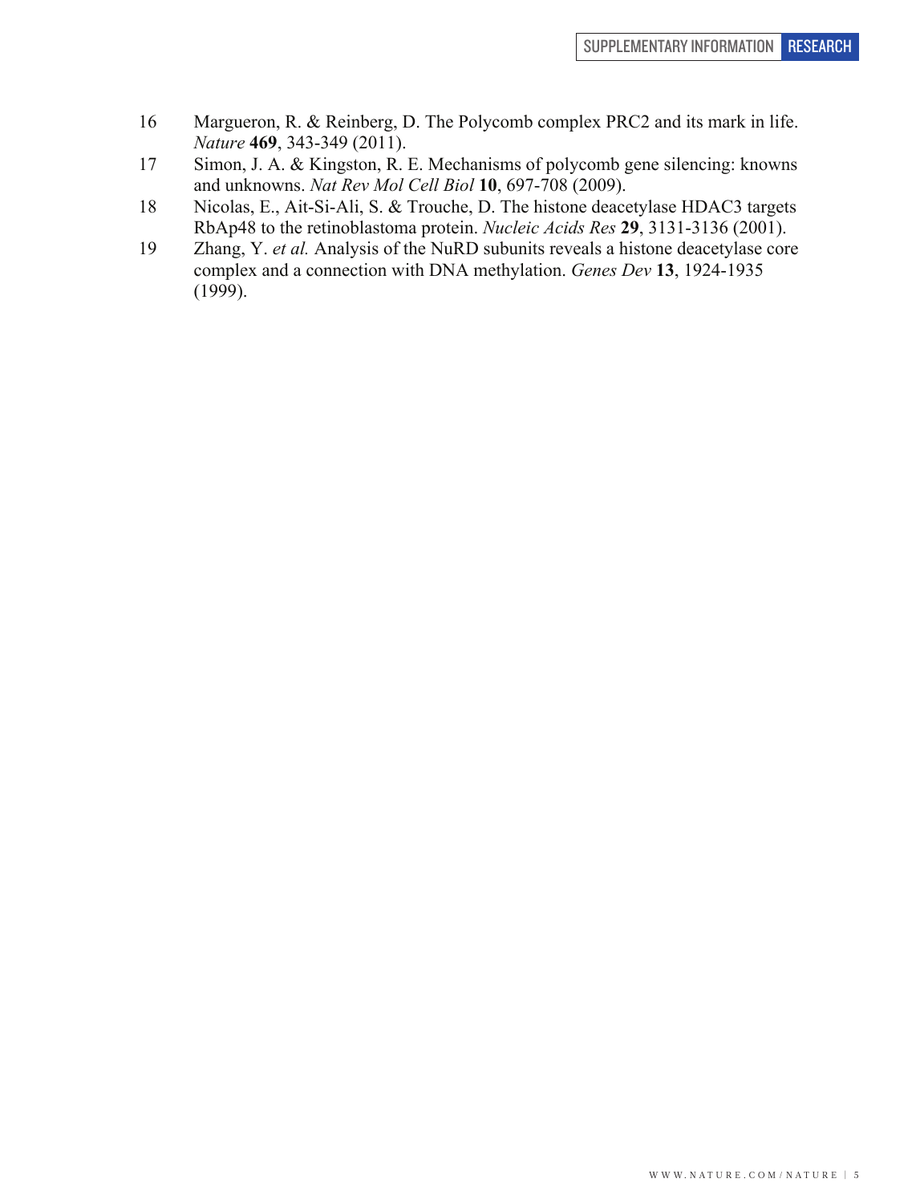16 Margueron, R. & Reinberg, D. The Polycomb complex PRC2 and its mark in life. *Nature* **469**, 343-349 (2011).

17 Simon, J. A. & Kingston, R. E. Mechanisms of polycomb gene silencing: knowns and unknowns. *Nat Rev Mol Cell Biol* **10**, 697-708 (2009).

18 Nicolas, E., Ait-Si-Ali, S. & Trouche, D. The histone deacetylase HDAC3 targets RbAp48 to the retinoblastoma protein. *Nucleic Acids Res* **29**, 3131-3136 (2001).

19 Zhang, Y. *et al.* Analysis of the NuRD subunits reveals a histone deacetylase core complex and a connection with DNA methylation. *Genes Dev* **13**, 1924-1935 (1999).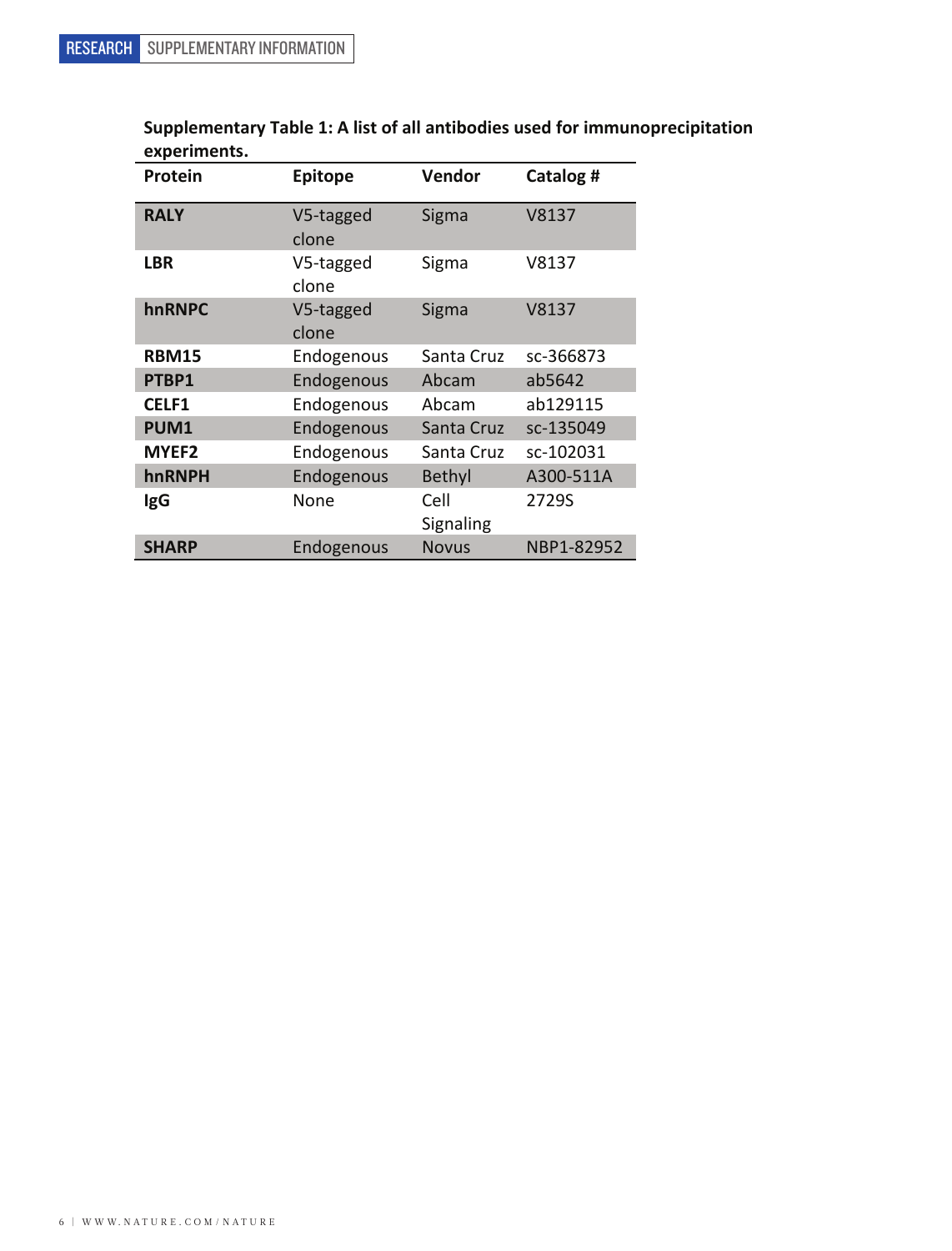**Supplementary Table 1: A list of all antibodies used for immunoprecipitation experiments.**

| Protein | Epitope | Vendor | Catalog # |
|---|---|---|---|
| **RALY** | V5-tagged clone | Sigma | V8137 |
| **LBR** | V5-tagged clone | Sigma | V8137 |
| **hnRNPC** | V5-tagged clone | Sigma | V8137 |
| **RBM15** | Endogenous | Santa Cruz | sc-366873 |
| **PTBP1** | Endogenous | Abcam | ab5642 |
| **CELF1** | Endogenous | Abcam | ab129115 |
| **PUM1** | Endogenous | Santa Cruz | sc-135049 |
| **MYEF2** | Endogenous | Santa Cruz | sc-102031 |
| **hnRNPH** | Endogenous | Bethyl | A300-511A |
| **IgG** | None | Cell Signaling | 2729S |
| **SHARP** | Endogenous | Novus | NBP1-82952 |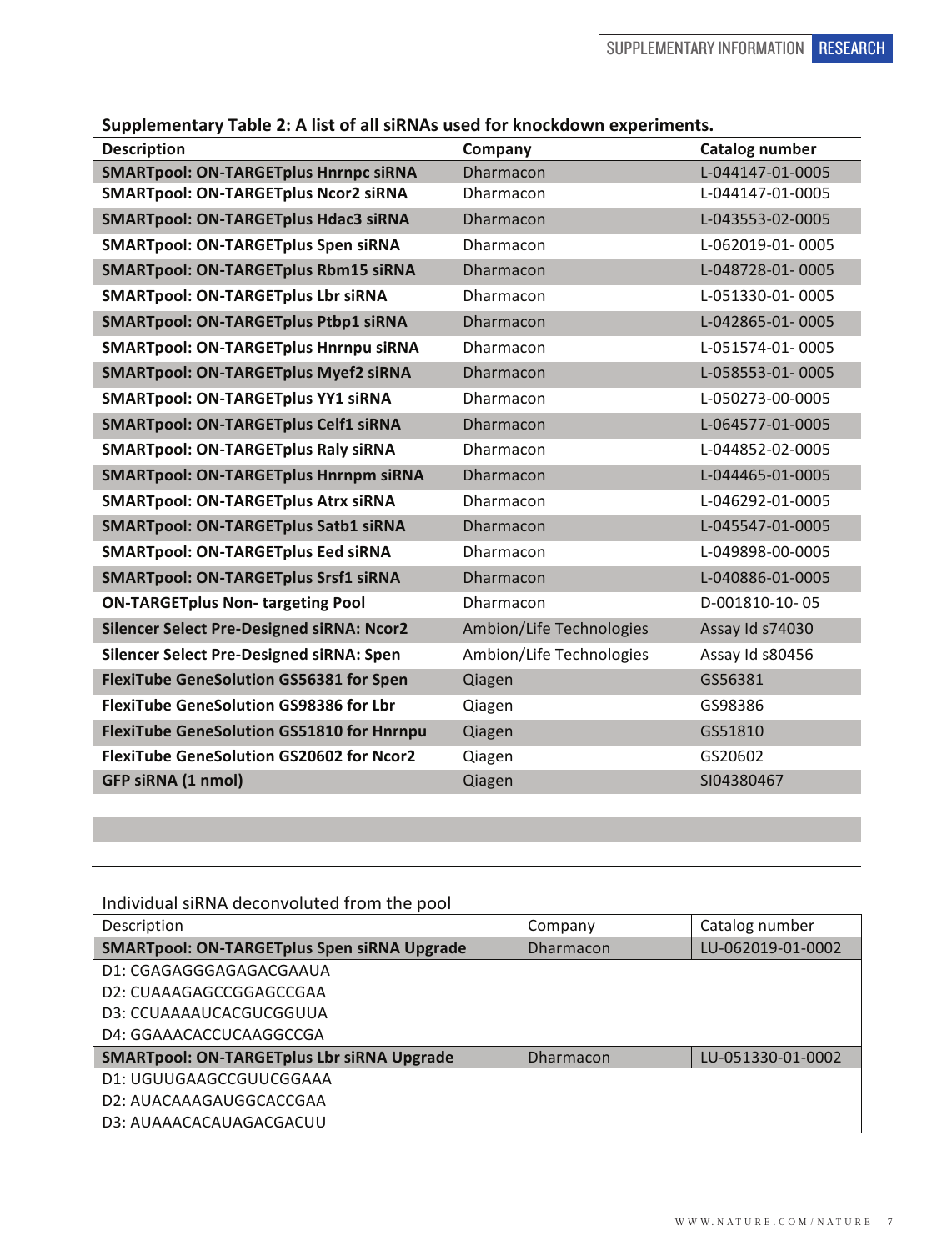**Supplementary Table 2: A list of all siRNAs used for knockdown experiments.**

| Description | Company | Catalog number |
|---|---|---|
| **SMARTpool: ON-TARGETplus Hnrnpc siRNA** | Dharmacon | L-044147-01-0005 |
| **SMARTpool: ON-TARGETplus Ncor2 siRNA** | Dharmacon | L-044147-01-0005 |
| **SMARTpool: ON-TARGETplus Hdac3 siRNA** | Dharmacon | L-043553-02-0005 |
| **SMARTpool: ON-TARGETplus Spen siRNA** | Dharmacon | L-062019-01- 0005 |
| **SMARTpool: ON-TARGETplus Rbm15 siRNA** | Dharmacon | L-048728-01- 0005 |
| **SMARTpool: ON-TARGETplus Lbr siRNA** | Dharmacon | L-051330-01- 0005 |
| **SMARTpool: ON-TARGETplus Ptbp1 siRNA** | Dharmacon | L-042865-01- 0005 |
| **SMARTpool: ON-TARGETplus Hnrnpu siRNA** | Dharmacon | L-051574-01- 0005 |
| **SMARTpool: ON-TARGETplus Myef2 siRNA** | Dharmacon | L-058553-01- 0005 |
| **SMARTpool: ON-TARGETplus YY1 siRNA** | Dharmacon | L-050273-00-0005 |
| **SMARTpool: ON-TARGETplus Celf1 siRNA** | Dharmacon | L-064577-01-0005 |
| **SMARTpool: ON-TARGETplus Raly siRNA** | Dharmacon | L-044852-02-0005 |
| **SMARTpool: ON-TARGETplus Hnrnpm siRNA** | Dharmacon | L-044465-01-0005 |
| **SMARTpool: ON-TARGETplus Atrx siRNA** | Dharmacon | L-046292-01-0005 |
| **SMARTpool: ON-TARGETplus Satb1 siRNA** | Dharmacon | L-045547-01-0005 |
| **SMARTpool: ON-TARGETplus Eed siRNA** | Dharmacon | L-049898-00-0005 |
| **SMARTpool: ON-TARGETplus Srsf1 siRNA** | Dharmacon | L-040886-01-0005 |
| **ON-TARGETplus Non- targeting Pool** | Dharmacon | D-001810-10- 05 |
| **Silencer Select Pre-Designed siRNA: Ncor2** | Ambion/Life Technologies | Assay Id s74030 |
| **Silencer Select Pre-Designed siRNA: Spen** | Ambion/Life Technologies | Assay Id s80456 |
| **FlexiTube GeneSolution GS56381 for Spen** | Qiagen | GS56381 |
| **FlexiTube GeneSolution GS98386 for Lbr** | Qiagen | GS98386 |
| **FlexiTube GeneSolution GS51810 for Hnrnpu** | Qiagen | GS51810 |
| **FlexiTube GeneSolution GS20602 for Ncor2** | Qiagen | GS20602 |
| **GFP siRNA (1 nmol)** | Qiagen | SI04380467 |

Individual siRNA deconvoluted from the pool

| Description | Company | Catalog number |
|---|---|---|
| **SMARTpool: ON-TARGETplus Spen siRNA Upgrade** | Dharmacon | LU-062019-01-0002 |
| D1: CGAGAGGGAGAGACGAAUA | | |
| D2: CUAAAGAGCCGGAGCCGAA | | |
| D3: CCUAAAAUCACGUCGGUUA | | |
| D4: GGAAACACCUCAAGGCCGA | | |
| **SMARTpool: ON-TARGETplus Lbr siRNA Upgrade** | Dharmacon | LU-051330-01-0002 |
| D1: UGUUGAAGCCGUUCGGAAA | | |
| D2: AUACAAAGAUGGCACCGAA | | |
| D3: AUAAACACAUAGACGACUU | | |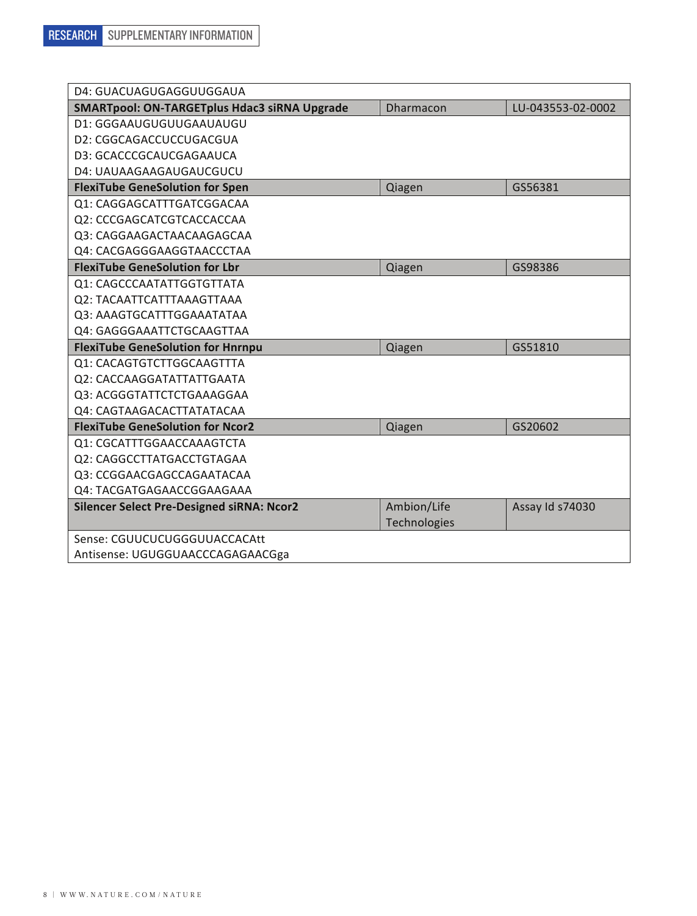| | | |
|---|---|---|
| D4: GUACUAGUGAGGUUGGAUA | | |
| **SMARTpool: ON-TARGETplus Hdac3 siRNA Upgrade** | Dharmacon | LU-043553-02-0002 |
| D1: GGGAAUGUGUUGAAUAUGU<br>D2: CGGCAGACCUCCUGACGUA<br>D3: GCACCCGCAUCGAGAAUCA<br>D4: UAUAAGAAGAUGAUCGUCU | | |
| **FlexiTube GeneSolution for Spen** | Qiagen | GS56381 |
| Q1: CAGGAGCATTTGATCGGACAA<br>Q2: CCCGAGCATCGTCACCACCAA<br>Q3: CAGGAAGACTAACAAGAGCAA<br>Q4: CACGAGGGAAGGTAACCCTAA | | |
| **FlexiTube GeneSolution for Lbr** | Qiagen | GS98386 |
| Q1: CAGCCCAATATTGGTGTTATA<br>Q2: TACAATTCATTTAAAGTTAAA<br>Q3: AAAGTGCATTTGGAAATATAA<br>Q4: GAGGGAAATTCTGCAAGTTAA | | |
| **FlexiTube GeneSolution for Hnrnpu** | Qiagen | GS51810 |
| Q1: CACAGTGTCTTGGCAAGTTTA<br>Q2: CACCAAGGATATTATTGAATA<br>Q3: ACGGGTATTCTCTGAAAGGAA<br>Q4: CAGTAAGACACTTATATACAA | | |
| **FlexiTube GeneSolution for Ncor2** | Qiagen | GS20602 |
| Q1: CGCATTTGGAACCAAAGTCTA<br>Q2: CAGGCCTTATGACCTGTAGAA<br>Q3: CCGGAACGAGCCAGAATACAA<br>Q4: TACGATGAGAACCGGAAGAAA | | |
| **Silencer Select Pre-Designed siRNA: Ncor2** | Ambion/Life Technologies | Assay Id s74030 |
| Sense: CGUUCUCUGGGUUACCACAtt<br>Antisense: UGUGGUAACCCAGAGAACGga | | |